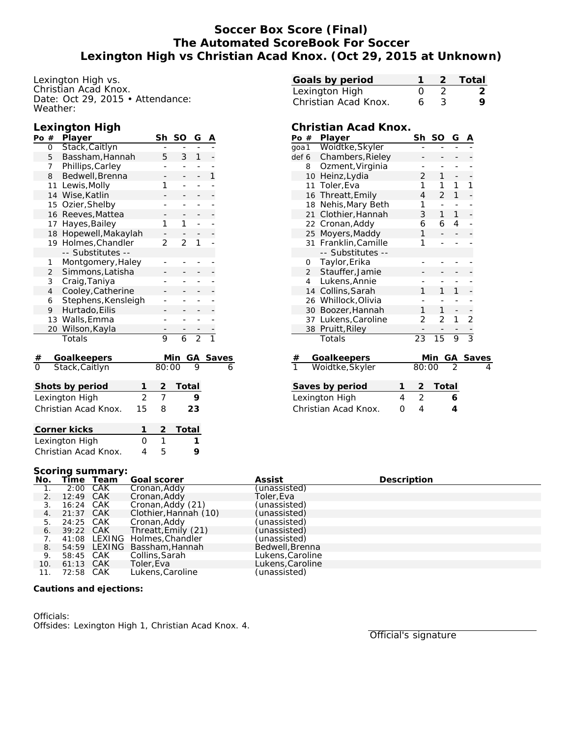# Soccer Box Score (Final)
# The Automated ScoreBook For Soccer
# Lexington High vs Christian Acad Knox. (Oct 29, 2015 at Unknown)

Lexington High vs.
Christian Acad Knox.
Date: Oct 29, 2015 • Attendance:
Weather:

| Goals by period | 1 | 2 | Total |
|---|---|---|---|
| Lexington High | 0 | 2 | 2 |
| Christian Acad Knox. | 6 | 3 | 9 |

## Lexington High

| Po | # | Player | Sh | SO | G | A |
|---|---|---|---|---|---|---|
| | 0 | Stack,Caitlyn | - | - | - | - |
| | 5 | Bassham,Hannah | 5 | 3 | 1 | - |
| | 7 | Phillips,Carley | - | - | - | - |
| | 8 | Bedwell,Brenna | - | - | - | 1 |
| | 11 | Lewis,Molly | 1 | - | - | - |
| | 14 | Wise,Katlin | - | - | - | - |
| | 15 | Ozier,Shelby | - | - | - | - |
| | 16 | Reeves,Mattea | - | - | - | - |
| | 17 | Hayes,Bailey | 1 | 1 | - | - |
| | 18 | Hopewell,Makaylah | - | - | - | - |
| | 19 | Holmes,Chandler | 2 | 2 | 1 | - |
| | | -- Substitutes -- | | | | |
| | 1 | Montgomery,Haley | - | - | - | - |
| | 2 | Simmons,Latisha | - | - | - | - |
| | 3 | Craig,Taniya | - | - | - | - |
| | 4 | Cooley,Catherine | - | - | - | - |
| | 6 | Stephens,Kensleigh | - | - | - | - |
| | 9 | Hurtado,Eilis | - | - | - | - |
| | 13 | Walls,Emma | - | - | - | - |
| | 20 | Wilson,Kayla | - | - | - | - |
| | | Totals | 9 | 6 | 2 | 1 |

| # | Goalkeepers | Min | GA | Saves |
|---|---|---|---|---|
| 0 | Stack,Caitlyn | 80:00 | 9 | 6 |

| Shots by period | 1 | 2 | Total |
|---|---|---|---|
| Lexington High | 2 | 7 | 9 |
| Christian Acad Knox. | 15 | 8 | 23 |

| Corner kicks | 1 | 2 | Total |
|---|---|---|---|
| Lexington High | 0 | 1 | 1 |
| Christian Acad Knox. | 4 | 5 | 9 |

## Christian Acad Knox.

| Po | # | Player | Sh | SO | G | A |
|---|---|---|---|---|---|---|
| goa | 1 | Woidtke,Skyler | - | - | - | - |
| def | 6 | Chambers,Rieley | - | - | - | - |
| | 8 | Ozment,Virginia | - | - | - | - |
| | 10 | Heinz,Lydia | 2 | 1 | - | - |
| | 11 | Toler,Eva | 1 | 1 | 1 | 1 |
| | 16 | Threatt,Emily | 4 | 2 | 1 | - |
| | 18 | Nehis,Mary Beth | 1 | - | - | - |
| | 21 | Clothier,Hannah | 3 | 1 | 1 | - |
| | 22 | Cronan,Addy | 6 | 6 | 4 | - |
| | 25 | Moyers,Maddy | 1 | - | - | - |
| | 31 | Franklin,Camille | 1 | - | - | - |
| | | -- Substitutes -- | | | | |
| | 0 | Taylor,Erika | - | - | - | - |
| | 2 | Stauffer,Jamie | - | - | - | - |
| | 4 | Lukens,Annie | - | - | - | - |
| | 14 | Collins,Sarah | 1 | 1 | 1 | - |
| | 26 | Whillock,Olivia | - | - | - | - |
| | 30 | Boozer,Hannah | 1 | 1 | - | - |
| | 37 | Lukens,Caroline | 2 | 2 | 1 | 2 |
| | 38 | Pruitt,Riley | - | - | - | - |
| | | Totals | 23 | 15 | 9 | 3 |

| # | Goalkeepers | Min | GA | Saves |
|---|---|---|---|---|
| 1 | Woidtke,Skyler | 80:00 | 2 | 4 |

| Saves by period | 1 | 2 | Total |
|---|---|---|---|
| Lexington High | 4 | 2 | 6 |
| Christian Acad Knox. | 0 | 4 | 4 |

**Scoring summary:**

| No. | Time | Team | Goal scorer | Assist | Description |
|---|---|---|---|---|---|
| 1. | 2:00 | CAK | Cronan,Addy | (unassisted) | |
| 2. | 12:49 | CAK | Cronan,Addy | Toler,Eva | |
| 3. | 16:24 | CAK | Cronan,Addy (21) | (unassisted) | |
| 4. | 21:37 | CAK | Clothier,Hannah (10) | (unassisted) | |
| 5. | 24:25 | CAK | Cronan,Addy | (unassisted) | |
| 6. | 39:22 | CAK | Threatt,Emily (21) | (unassisted) | |
| 7. | 41:08 | LEXING | Holmes,Chandler | (unassisted) | |
| 8. | 54:59 | LEXING | Bassham,Hannah | Bedwell,Brenna | |
| 9. | 58:45 | CAK | Collins,Sarah | Lukens,Caroline | |
| 10. | 61:13 | CAK | Toler,Eva | Lukens,Caroline | |
| 11. | 72:58 | CAK | Lukens,Caroline | (unassisted) | |

**Cautions and ejections:**

Officials:
Offsides: Lexington High 1, Christian Acad Knox. 4.

Official's signature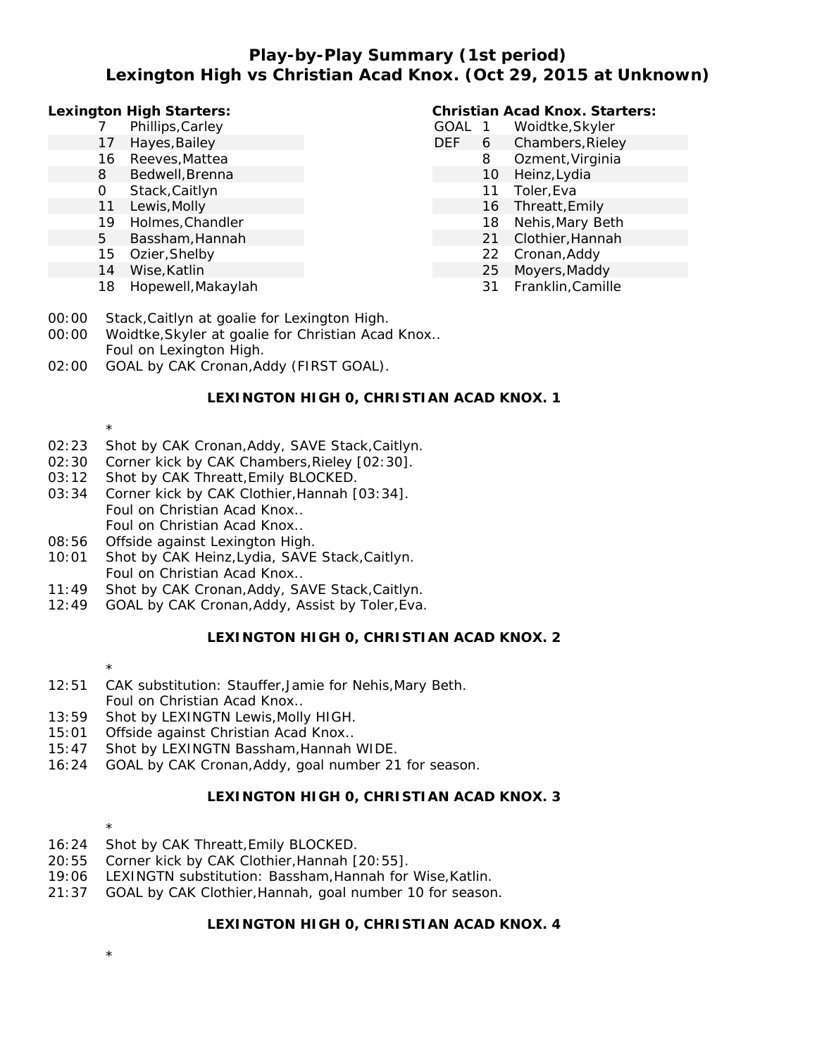# Play-by-Play Summary (1st period)
## Lexington High vs Christian Acad Knox. (Oct 29, 2015 at Unknown)

**Lexington High Starters:**

| | # | Name |
|---|---|---|
| | 7 | Phillips,Carley |
| | 17 | Hayes,Bailey |
| | 16 | Reeves,Mattea |
| | 8 | Bedwell,Brenna |
| | 0 | Stack,Caitlyn |
| | 11 | Lewis,Molly |
| | 19 | Holmes,Chandler |
| | 5 | Bassham,Hannah |
| | 15 | Ozier,Shelby |
| | 14 | Wise,Katlin |
| | 18 | Hopewell,Makaylah |

**Christian Acad Knox. Starters:**

| | # | Name |
|---|---|---|
| GOAL | 1 | Woidtke,Skyler |
| DEF | 6 | Chambers,Rieley |
| | 8 | Ozment,Virginia |
| | 10 | Heinz,Lydia |
| | 11 | Toler,Eva |
| | 16 | Threatt,Emily |
| | 18 | Nehis,Mary Beth |
| | 21 | Clothier,Hannah |
| | 22 | Cronan,Addy |
| | 25 | Moyers,Maddy |
| | 31 | Franklin,Camille |

00:00 Stack,Caitlyn at goalie for Lexington High.
00:00 Woidtke,Skyler at goalie for Christian Acad Knox..
Foul on Lexington High.
02:00 GOAL by CAK Cronan,Addy (FIRST GOAL).

**LEXINGTON HIGH 0, CHRISTIAN ACAD KNOX. 1**

*

02:23 Shot by CAK Cronan,Addy, SAVE Stack,Caitlyn.
02:30 Corner kick by CAK Chambers,Rieley [02:30].
03:12 Shot by CAK Threatt,Emily BLOCKED.
03:34 Corner kick by CAK Clothier,Hannah [03:34].
Foul on Christian Acad Knox..
Foul on Christian Acad Knox..
08:56 Offside against Lexington High.
10:01 Shot by CAK Heinz,Lydia, SAVE Stack,Caitlyn.
Foul on Christian Acad Knox..
11:49 Shot by CAK Cronan,Addy, SAVE Stack,Caitlyn.
12:49 GOAL by CAK Cronan,Addy, Assist by Toler,Eva.

**LEXINGTON HIGH 0, CHRISTIAN ACAD KNOX. 2**

*

12:51 CAK substitution: Stauffer,Jamie for Nehis,Mary Beth.
Foul on Christian Acad Knox..
13:59 Shot by LEXINGTN Lewis,Molly HIGH.
15:01 Offside against Christian Acad Knox..
15:47 Shot by LEXINGTN Bassham,Hannah WIDE.
16:24 GOAL by CAK Cronan,Addy, goal number 21 for season.

**LEXINGTON HIGH 0, CHRISTIAN ACAD KNOX. 3**

*

16:24 Shot by CAK Threatt,Emily BLOCKED.
20:55 Corner kick by CAK Clothier,Hannah [20:55].
19:06 LEXINGTN substitution: Bassham,Hannah for Wise,Katlin.
21:37 GOAL by CAK Clothier,Hannah, goal number 10 for season.

**LEXINGTON HIGH 0, CHRISTIAN ACAD KNOX. 4**

*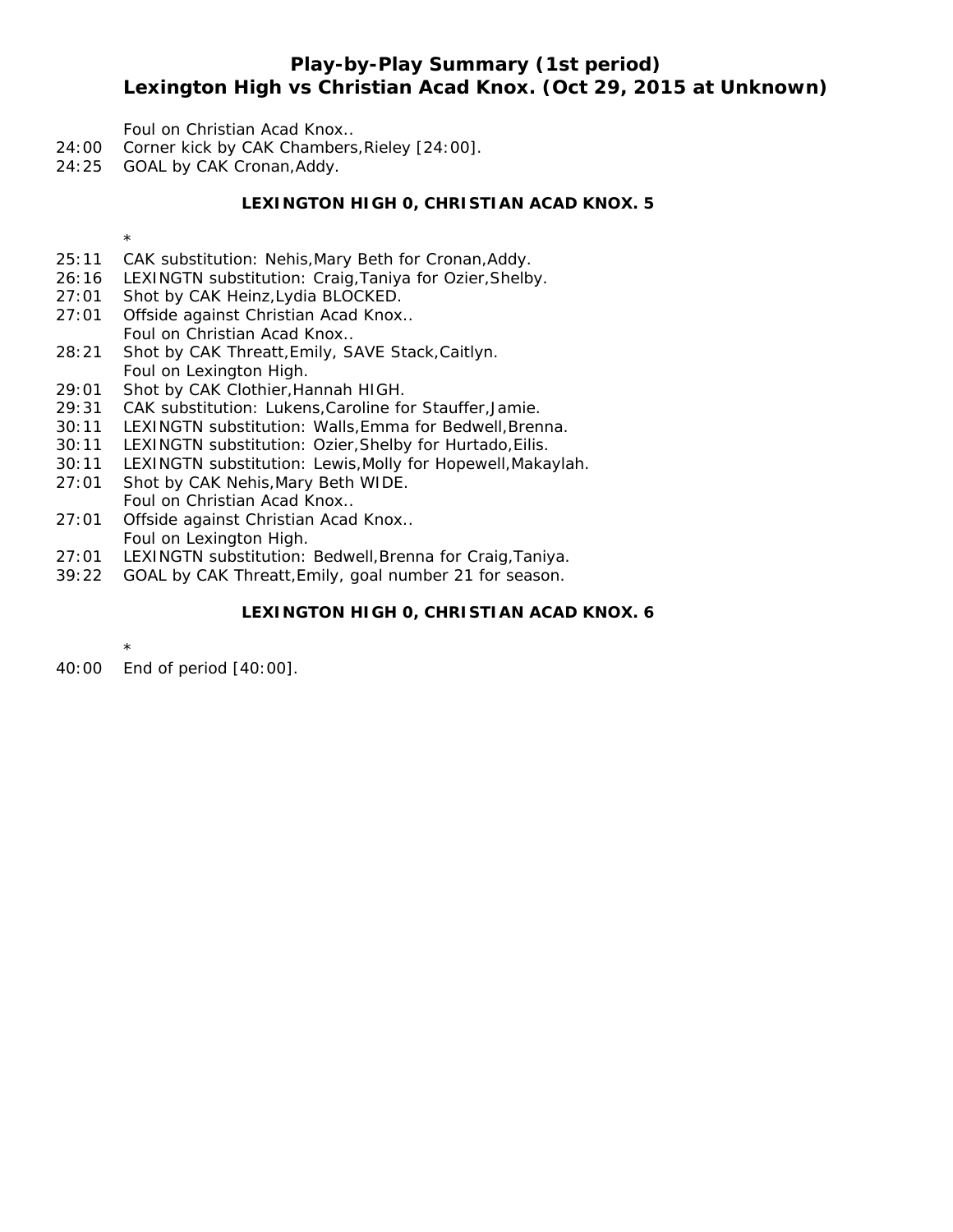## Play-by-Play Summary (1st period)
## Lexington High vs Christian Acad Knox. (Oct 29, 2015 at Unknown)

Foul on Christian Acad Knox..
24:00 Corner kick by CAK Chambers,Rieley [24:00].
24:25 GOAL by CAK Cronan,Addy.

**LEXINGTON HIGH 0, CHRISTIAN ACAD KNOX. 5**

*

25:11 CAK substitution: Nehis,Mary Beth for Cronan,Addy.
26:16 LEXINGTN substitution: Craig,Taniya for Ozier,Shelby.
27:01 Shot by CAK Heinz,Lydia BLOCKED.
27:01 Offside against Christian Acad Knox..
Foul on Christian Acad Knox..
28:21 Shot by CAK Threatt,Emily, SAVE Stack,Caitlyn.
Foul on Lexington High.
29:01 Shot by CAK Clothier,Hannah HIGH.
29:31 CAK substitution: Lukens,Caroline for Stauffer,Jamie.
30:11 LEXINGTN substitution: Walls,Emma for Bedwell,Brenna.
30:11 LEXINGTN substitution: Ozier,Shelby for Hurtado,Eilis.
30:11 LEXINGTN substitution: Lewis,Molly for Hopewell,Makaylah.
27:01 Shot by CAK Nehis,Mary Beth WIDE.
Foul on Christian Acad Knox..
27:01 Offside against Christian Acad Knox..
Foul on Lexington High.
27:01 LEXINGTN substitution: Bedwell,Brenna for Craig,Taniya.
39:22 GOAL by CAK Threatt,Emily, goal number 21 for season.

**LEXINGTON HIGH 0, CHRISTIAN ACAD KNOX. 6**

*

40:00 End of period [40:00].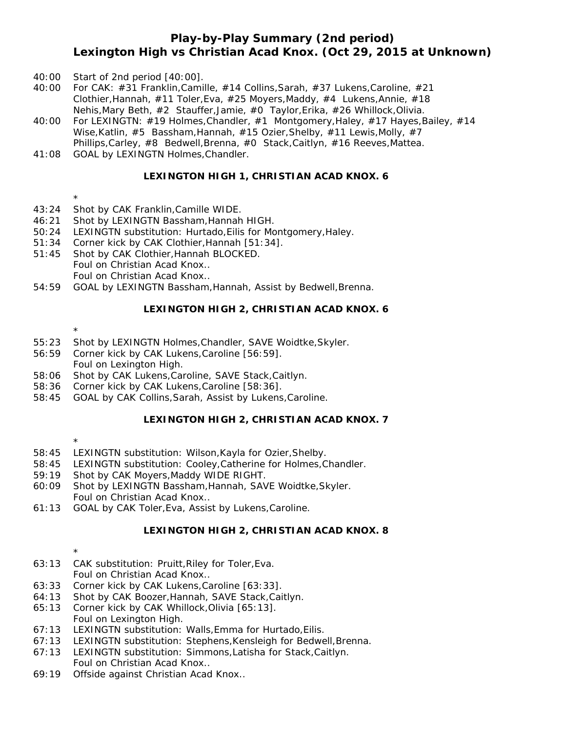## Play-by-Play Summary (2nd period)
## Lexington High vs Christian Acad Knox. (Oct 29, 2015 at Unknown)

40:00 Start of 2nd period [40:00].
40:00 For CAK: #31 Franklin,Camille, #14 Collins,Sarah, #37 Lukens,Caroline, #21 Clothier,Hannah, #11 Toler,Eva, #25 Moyers,Maddy, #4 Lukens,Annie, #18 Nehis,Mary Beth, #2 Stauffer,Jamie, #0 Taylor,Erika, #26 Whillock,Olivia.
40:00 For LEXINGTN: #19 Holmes,Chandler, #1 Montgomery,Haley, #17 Hayes,Bailey, #14 Wise,Katlin, #5 Bassham,Hannah, #15 Ozier,Shelby, #11 Lewis,Molly, #7 Phillips,Carley, #8 Bedwell,Brenna, #0 Stack,Caitlyn, #16 Reeves,Mattea.
41:08 GOAL by LEXINGTN Holmes,Chandler.

**LEXINGTON HIGH 1, CHRISTIAN ACAD KNOX. 6**

*

43:24 Shot by CAK Franklin,Camille WIDE.
46:21 Shot by LEXINGTN Bassham,Hannah HIGH.
50:24 LEXINGTN substitution: Hurtado,Eilis for Montgomery,Haley.
51:34 Corner kick by CAK Clothier,Hannah [51:34].
51:45 Shot by CAK Clothier,Hannah BLOCKED.
Foul on Christian Acad Knox..
Foul on Christian Acad Knox..
54:59 GOAL by LEXINGTN Bassham,Hannah, Assist by Bedwell,Brenna.

**LEXINGTON HIGH 2, CHRISTIAN ACAD KNOX. 6**

*

55:23 Shot by LEXINGTN Holmes,Chandler, SAVE Woidtke,Skyler.
56:59 Corner kick by CAK Lukens,Caroline [56:59].
Foul on Lexington High.
58:06 Shot by CAK Lukens,Caroline, SAVE Stack,Caitlyn.
58:36 Corner kick by CAK Lukens,Caroline [58:36].
58:45 GOAL by CAK Collins,Sarah, Assist by Lukens,Caroline.

**LEXINGTON HIGH 2, CHRISTIAN ACAD KNOX. 7**

*

58:45 LEXINGTN substitution: Wilson,Kayla for Ozier,Shelby.
58:45 LEXINGTN substitution: Cooley,Catherine for Holmes,Chandler.
59:19 Shot by CAK Moyers,Maddy WIDE RIGHT.
60:09 Shot by LEXINGTN Bassham,Hannah, SAVE Woidtke,Skyler.
Foul on Christian Acad Knox..
61:13 GOAL by CAK Toler,Eva, Assist by Lukens,Caroline.

**LEXINGTON HIGH 2, CHRISTIAN ACAD KNOX. 8**

*

63:13 CAK substitution: Pruitt,Riley for Toler,Eva.
Foul on Christian Acad Knox..
63:33 Corner kick by CAK Lukens,Caroline [63:33].
64:13 Shot by CAK Boozer,Hannah, SAVE Stack,Caitlyn.
65:13 Corner kick by CAK Whillock,Olivia [65:13].
Foul on Lexington High.
67:13 LEXINGTN substitution: Walls,Emma for Hurtado,Eilis.
67:13 LEXINGTN substitution: Stephens,Kensleigh for Bedwell,Brenna.
67:13 LEXINGTN substitution: Simmons,Latisha for Stack,Caitlyn.
Foul on Christian Acad Knox..
69:19 Offside against Christian Acad Knox..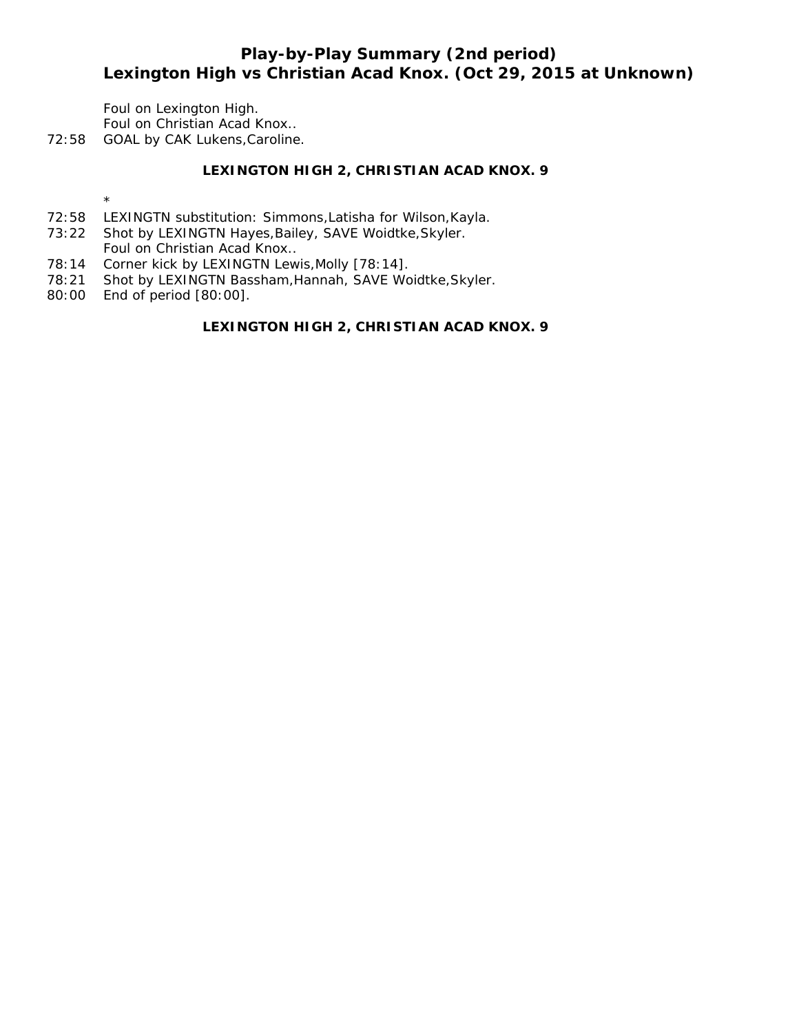## Play-by-Play Summary (2nd period)
## Lexington High vs Christian Acad Knox. (Oct 29, 2015 at Unknown)

Foul on Lexington High.
Foul on Christian Acad Knox..
72:58 GOAL by CAK Lukens,Caroline.

**LEXINGTON HIGH 2, CHRISTIAN ACAD KNOX. 9**

*

72:58 LEXINGTN substitution: Simmons,Latisha for Wilson,Kayla.
73:22 Shot by LEXINGTN Hayes,Bailey, SAVE Woidtke,Skyler.
Foul on Christian Acad Knox..
78:14 Corner kick by LEXINGTN Lewis,Molly [78:14].
78:21 Shot by LEXINGTN Bassham,Hannah, SAVE Woidtke,Skyler.
80:00 End of period [80:00].

**LEXINGTON HIGH 2, CHRISTIAN ACAD KNOX. 9**